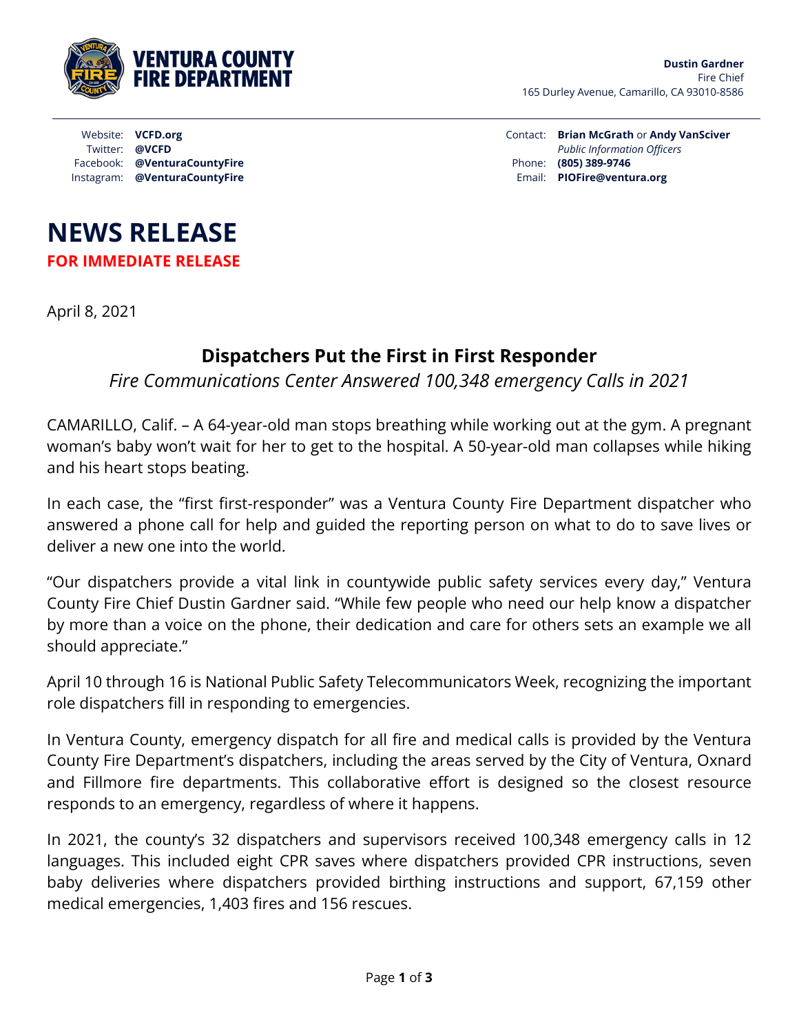**VENTURA COUNTY FIRE DEPARTMENT**

**Dustin Gardner**
Fire Chief
165 Durley Avenue, Camarillo, CA 93010-8586

Website: **VCFD.org**
Twitter: **@VCFD**
Facebook: **@VenturaCountyFire**
Instagram: **@VenturaCountyFire**

Contact: **Brian McGrath** or **Andy VanSciver**
*Public Information Officers*
Phone: **(805) 389-9746**
Email: **PIOFire@ventura.org**

# NEWS RELEASE

**FOR IMMEDIATE RELEASE**

April 8, 2021

## Dispatchers Put the First in First Responder

*Fire Communications Center Answered 100,348 emergency Calls in 2021*

CAMARILLO, Calif. – A 64-year-old man stops breathing while working out at the gym. A pregnant woman's baby won't wait for her to get to the hospital. A 50-year-old man collapses while hiking and his heart stops beating.

In each case, the "first first-responder" was a Ventura County Fire Department dispatcher who answered a phone call for help and guided the reporting person on what to do to save lives or deliver a new one into the world.

"Our dispatchers provide a vital link in countywide public safety services every day," Ventura County Fire Chief Dustin Gardner said. "While few people who need our help know a dispatcher by more than a voice on the phone, their dedication and care for others sets an example we all should appreciate."

April 10 through 16 is National Public Safety Telecommunicators Week, recognizing the important role dispatchers fill in responding to emergencies.

In Ventura County, emergency dispatch for all fire and medical calls is provided by the Ventura County Fire Department's dispatchers, including the areas served by the City of Ventura, Oxnard and Fillmore fire departments. This collaborative effort is designed so the closest resource responds to an emergency, regardless of where it happens.

In 2021, the county's 32 dispatchers and supervisors received 100,348 emergency calls in 12 languages. This included eight CPR saves where dispatchers provided CPR instructions, seven baby deliveries where dispatchers provided birthing instructions and support, 67,159 other medical emergencies, 1,403 fires and 156 rescues.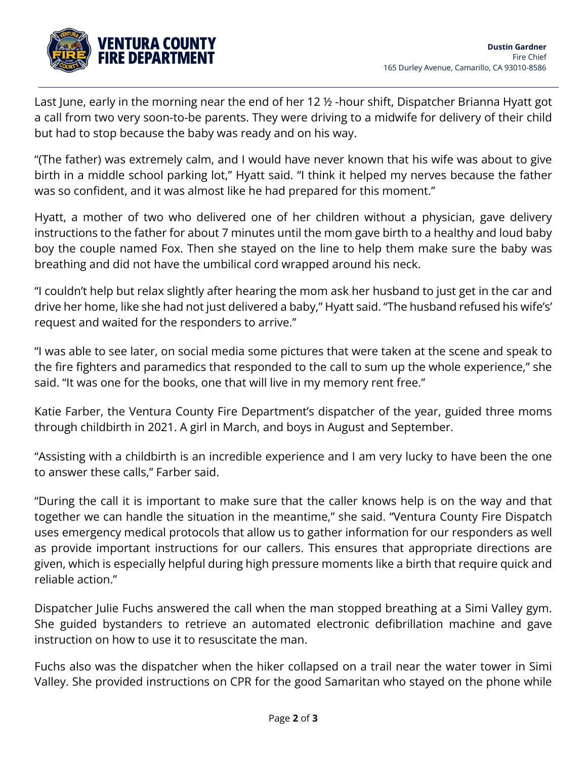Last June, early in the morning near the end of her 12 ½ -hour shift, Dispatcher Brianna Hyatt got a call from two very soon-to-be parents. They were driving to a midwife for delivery of their child but had to stop because the baby was ready and on his way.

"(The father) was extremely calm, and I would have never known that his wife was about to give birth in a middle school parking lot," Hyatt said. "I think it helped my nerves because the father was so confident, and it was almost like he had prepared for this moment."

Hyatt, a mother of two who delivered one of her children without a physician, gave delivery instructions to the father for about 7 minutes until the mom gave birth to a healthy and loud baby boy the couple named Fox. Then she stayed on the line to help them make sure the baby was breathing and did not have the umbilical cord wrapped around his neck.

"I couldn't help but relax slightly after hearing the mom ask her husband to just get in the car and drive her home, like she had not just delivered a baby," Hyatt said. "The husband refused his wife's' request and waited for the responders to arrive."

"I was able to see later, on social media some pictures that were taken at the scene and speak to the fire fighters and paramedics that responded to the call to sum up the whole experience," she said. "It was one for the books, one that will live in my memory rent free."

Katie Farber, the Ventura County Fire Department's dispatcher of the year, guided three moms through childbirth in 2021. A girl in March, and boys in August and September.

"Assisting with a childbirth is an incredible experience and I am very lucky to have been the one to answer these calls," Farber said.

"During the call it is important to make sure that the caller knows help is on the way and that together we can handle the situation in the meantime," she said. "Ventura County Fire Dispatch uses emergency medical protocols that allow us to gather information for our responders as well as provide important instructions for our callers. This ensures that appropriate directions are given, which is especially helpful during high pressure moments like a birth that require quick and reliable action."

Dispatcher Julie Fuchs answered the call when the man stopped breathing at a Simi Valley gym. She guided bystanders to retrieve an automated electronic defibrillation machine and gave instruction on how to use it to resuscitate the man.

Fuchs also was the dispatcher when the hiker collapsed on a trail near the water tower in Simi Valley. She provided instructions on CPR for the good Samaritan who stayed on the phone while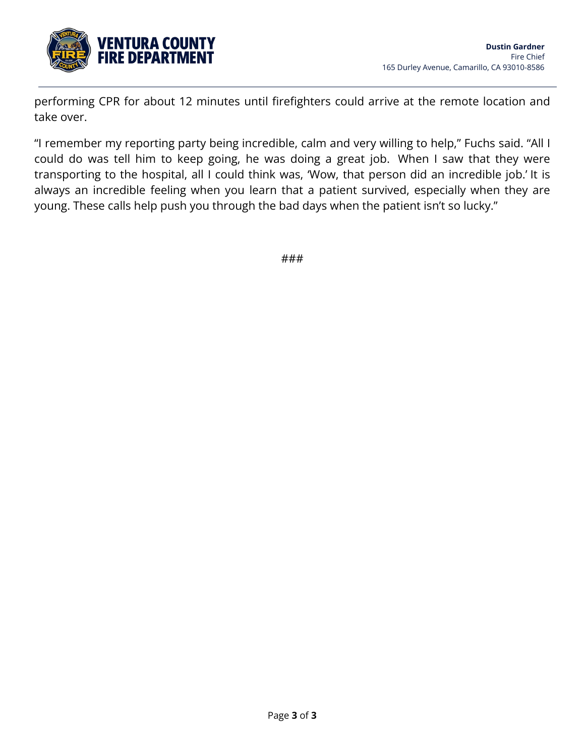performing CPR for about 12 minutes until firefighters could arrive at the remote location and take over.

"I remember my reporting party being incredible, calm and very willing to help," Fuchs said. "All I could do was tell him to keep going, he was doing a great job. When I saw that they were transporting to the hospital, all I could think was, 'Wow, that person did an incredible job.' It is always an incredible feeling when you learn that a patient survived, especially when they are young. These calls help push you through the bad days when the patient isn't so lucky."

###